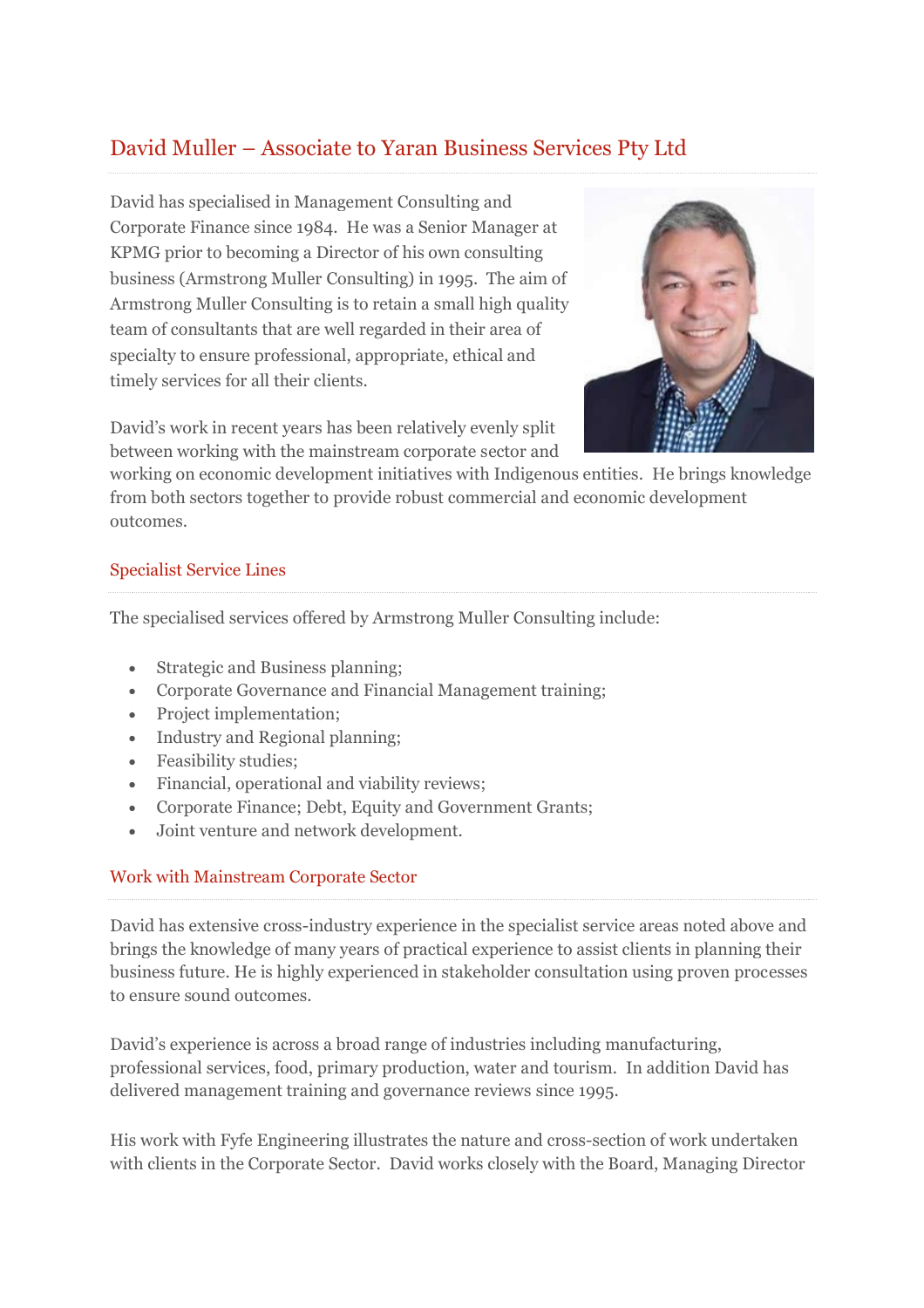# David Muller – Associate to Yaran Business Services Pty Ltd

David has specialised in Management Consulting and Corporate Finance since 1984. He was a Senior Manager at KPMG prior to becoming a Director of his own consulting business (Armstrong Muller Consulting) in 1995. The aim of Armstrong Muller Consulting is to retain a small high quality team of consultants that are well regarded in their area of specialty to ensure professional, appropriate, ethical and timely services for all their clients.

David's work in recent years has been relatively evenly split between working with the mainstream corporate sector and working on economic development initiatives with Indigenous entities. He brings knowledge from both sectors together to provide robust commercial and economic development outcomes.

## Specialist Service Lines

The specialised services offered by Armstrong Muller Consulting include:

- Strategic and Business planning;
- Corporate Governance and Financial Management training;
- Project implementation;
- Industry and Regional planning;
- Feasibility studies;
- Financial, operational and viability reviews;
- Corporate Finance; Debt, Equity and Government Grants;
- Joint venture and network development.

## Work with Mainstream Corporate Sector

David has extensive cross-industry experience in the specialist service areas noted above and brings the knowledge of many years of practical experience to assist clients in planning their business future. He is highly experienced in stakeholder consultation using proven processes to ensure sound outcomes.

David's experience is across a broad range of industries including manufacturing, professional services, food, primary production, water and tourism. In addition David has delivered management training and governance reviews since 1995.

His work with Fyfe Engineering illustrates the nature and cross-section of work undertaken with clients in the Corporate Sector. David works closely with the Board, Managing Director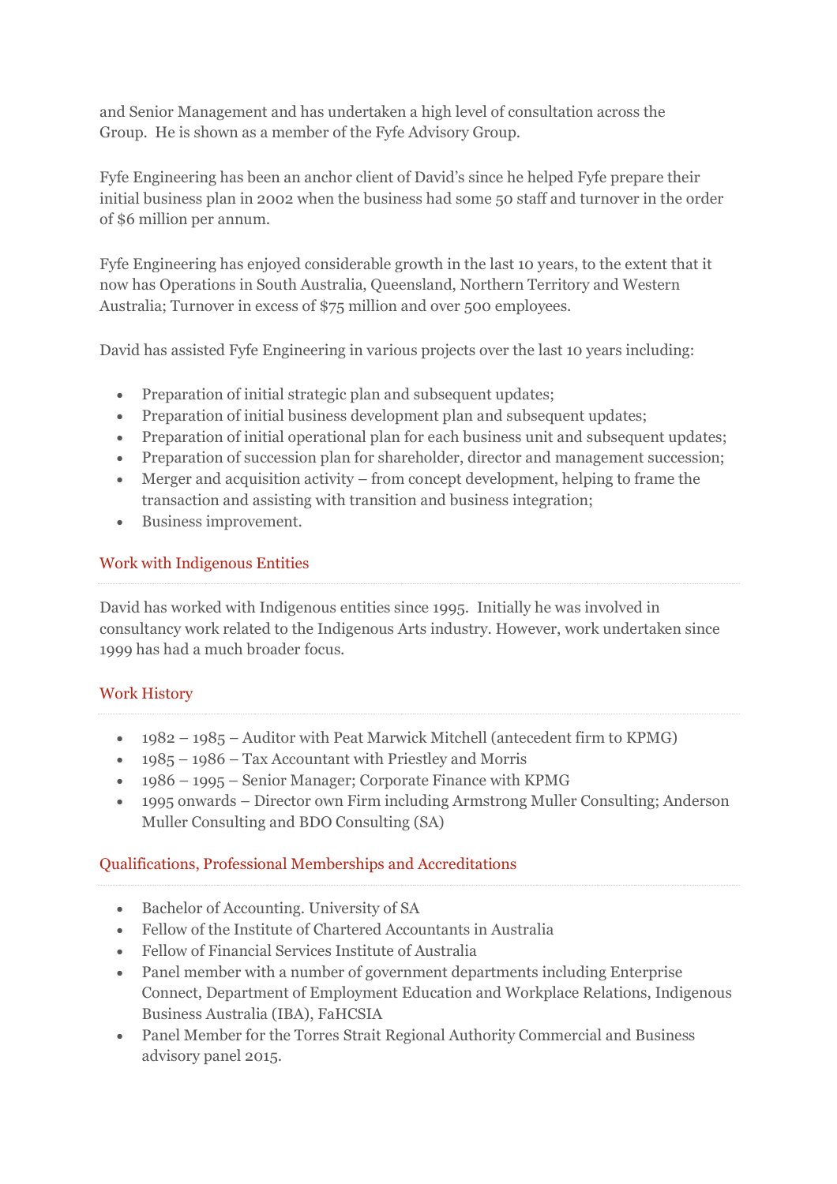and Senior Management and has undertaken a high level of consultation across the Group. He is shown as a member of the Fyfe Advisory Group.

Fyfe Engineering has been an anchor client of David's since he helped Fyfe prepare their initial business plan in 2002 when the business had some 50 staff and turnover in the order of $6 million per annum.

Fyfe Engineering has enjoyed considerable growth in the last 10 years, to the extent that it now has Operations in South Australia, Queensland, Northern Territory and Western Australia; Turnover in excess of $75 million and over 500 employees.

David has assisted Fyfe Engineering in various projects over the last 10 years including:

- Preparation of initial strategic plan and subsequent updates;
- Preparation of initial business development plan and subsequent updates;
- Preparation of initial operational plan for each business unit and subsequent updates;
- Preparation of succession plan for shareholder, director and management succession;
- Merger and acquisition activity – from concept development, helping to frame the transaction and assisting with transition and business integration;
- Business improvement.

## Work with Indigenous Entities

David has worked with Indigenous entities since 1995. Initially he was involved in consultancy work related to the Indigenous Arts industry. However, work undertaken since 1999 has had a much broader focus.

## Work History

- 1982 – 1985 – Auditor with Peat Marwick Mitchell (antecedent firm to KPMG)
- 1985 – 1986 – Tax Accountant with Priestley and Morris
- 1986 – 1995 – Senior Manager; Corporate Finance with KPMG
- 1995 onwards – Director own Firm including Armstrong Muller Consulting; Anderson Muller Consulting and BDO Consulting (SA)

## Qualifications, Professional Memberships and Accreditations

- Bachelor of Accounting. University of SA
- Fellow of the Institute of Chartered Accountants in Australia
- Fellow of Financial Services Institute of Australia
- Panel member with a number of government departments including Enterprise Connect, Department of Employment Education and Workplace Relations, Indigenous Business Australia (IBA), FaHCSIA
- Panel Member for the Torres Strait Regional Authority Commercial and Business advisory panel 2015.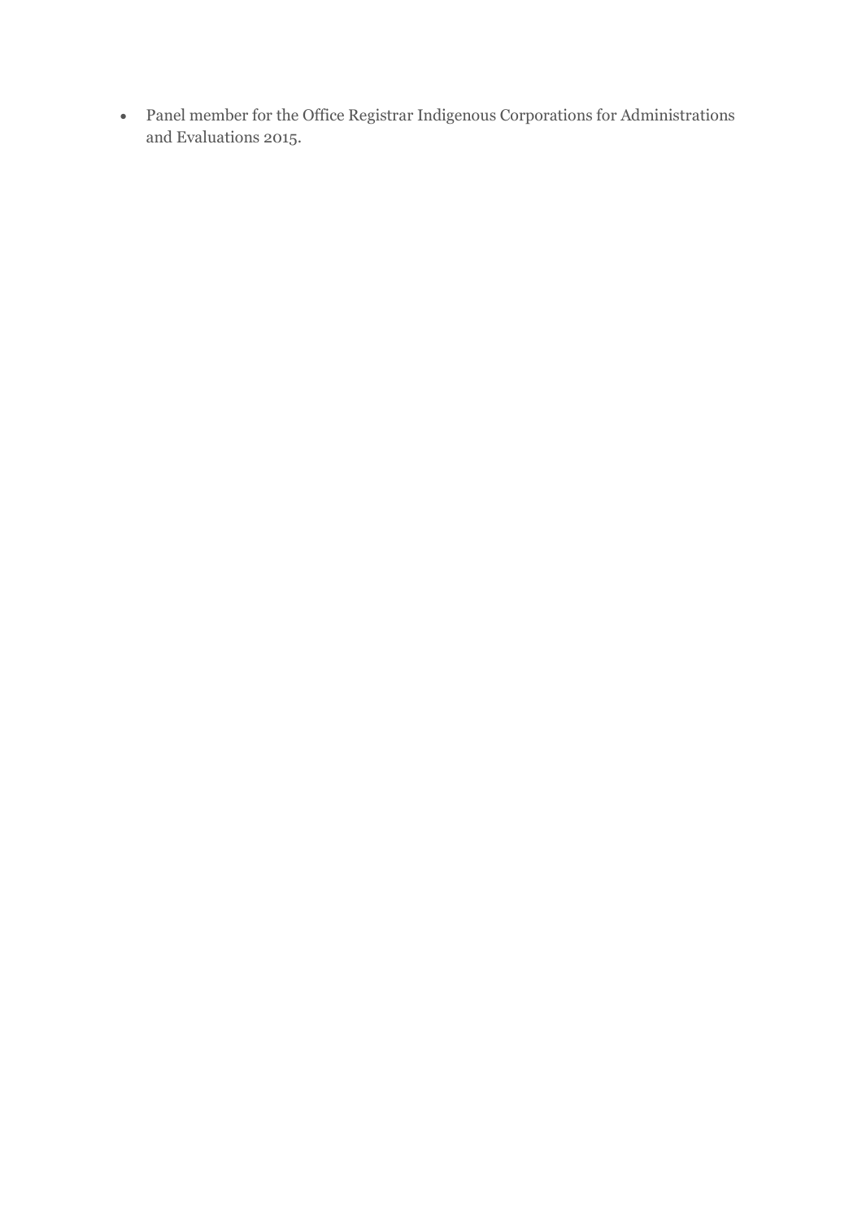- Panel member for the Office Registrar Indigenous Corporations for Administrations and Evaluations 2015.